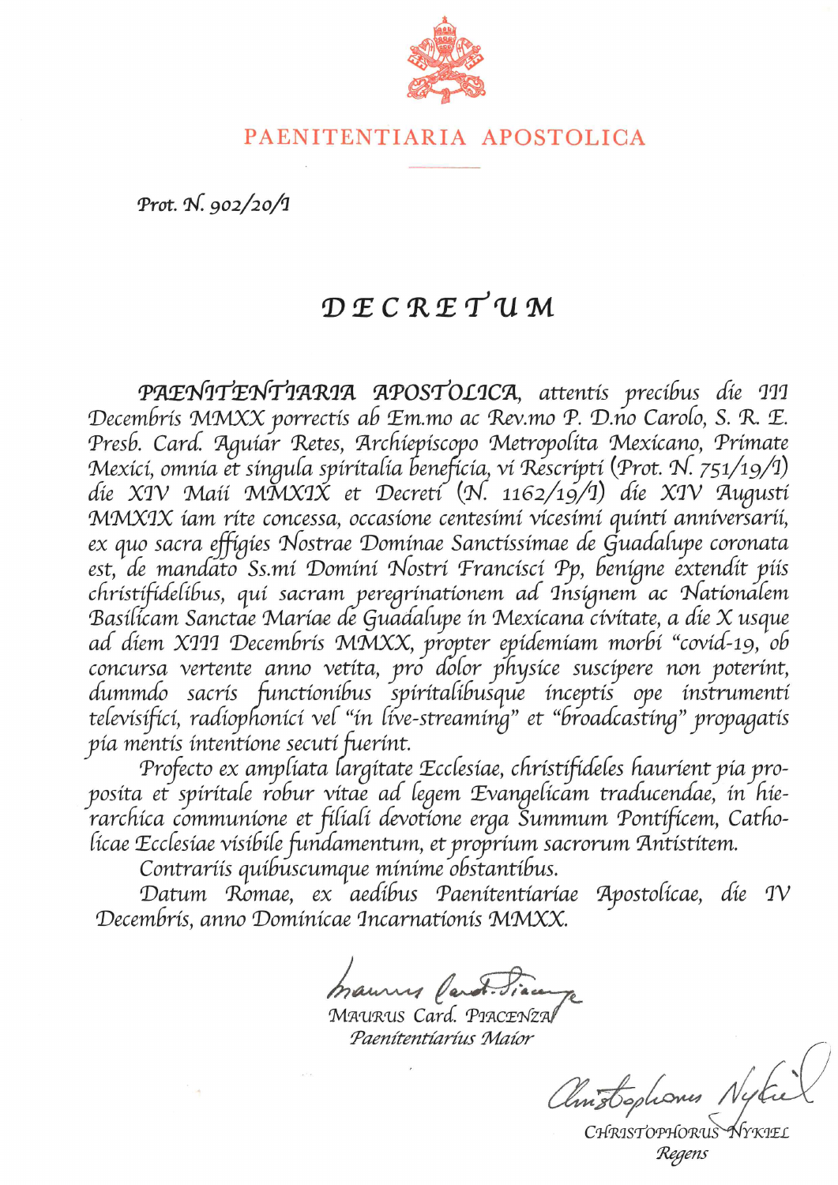PAENITENTIARIA APOSTOLICA

Prot. N. 902/20/I

# DECRETUM

PAENITENTIARIA APOSTOLICA, attentis precibus die III Decembris MMXX porrectis ab Em.mo ac Rev.mo P. D.no Carolo, S. R. E. Presb. Card. Aguiar Retes, Archiepiscopo Metropolita Mexicano, Primate Mexici, omnia et singula spiritalia beneficia, vi Rescripti (Prot. N. 751/19/I) die XIV Maii MMXIX et Decreti (N. 1162/19/I) die XIV Augusti MMXIX iam rite concessa, occasione centesimi vicesimi quinti anniversarii, ex quo sacra effigies Nostrae Dominae Sanctissimae de Guadalupe coronata est, de mandato Ss.mi Domini Nostri Francisci Pp, benigne extendit piis christifidelibus, qui sacram peregrinationem ad Insignem ac Nationalem Basilicam Sanctae Mariae de Guadalupe in Mexicana civitate, a die X usque ad diem XII Decembris MMXX, propter epidemiam morbi "covid-19, ob concursa vertente anno vetita, pro dolor physice suscipere non poterint, dummdo sacris functionibus spiritalibusque inceptis ope instrumenti televisifici, radiophonici vel "in live-streaming" et "broadcasting" propagatis pia mentis intentione secuti fuerint.

Profecto ex ampliata largitate Ecclesiae, christifideles haurient pia proposita et spiritale robur vitae ad legem Evangelicam traducendae, in hierarchica communione et filiali devotione erga Summum Pontificem, Catholicae Ecclesiae visibile fundamentum, et proprium sacrorum Antistitem.

Contrariis quibuscumque minime obstantibus.

Datum Romae, ex aedibus Paenitentiariae Apostolicae, die IV Decembris, anno Dominicae Incarnationis MMXX.

MAURUS Card. PIACENZA
*Paenitentiarius Maior*

CHRISTOPHORUS NYKIEL
*Regens*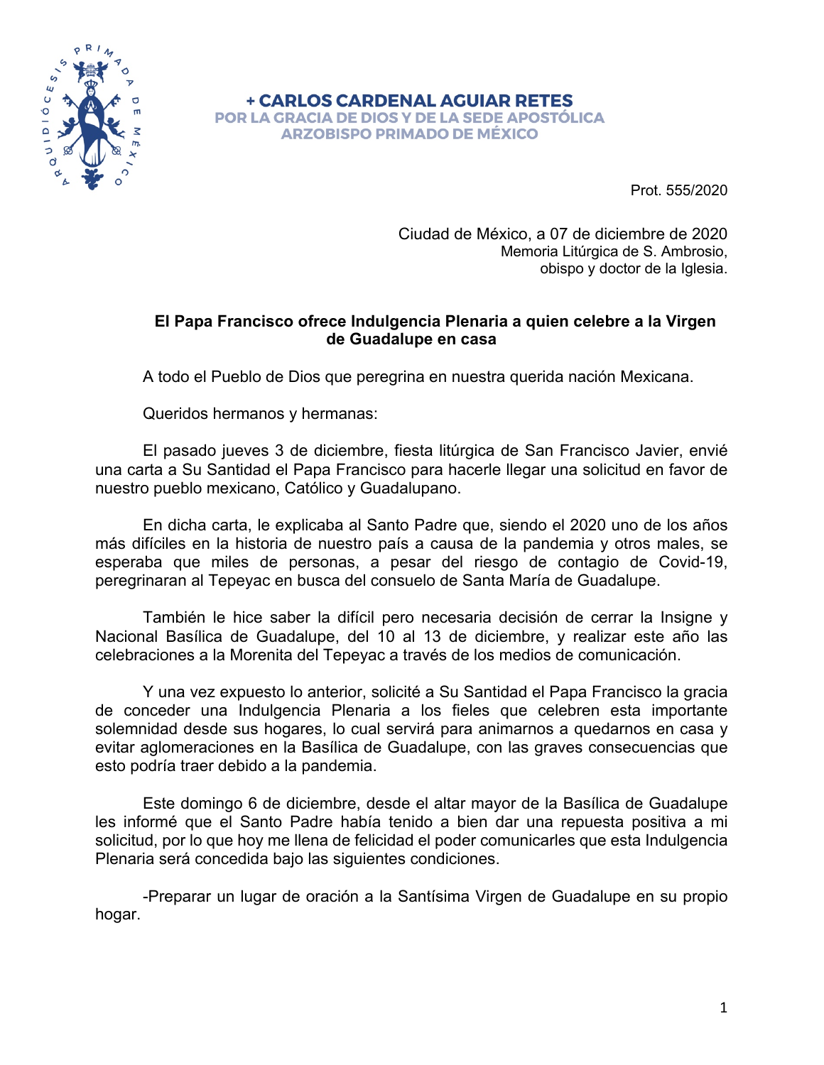**+ CARLOS CARDENAL AGUIAR RETES**
**POR LA GRACIA DE DIOS Y DE LA SEDE APOSTÓLICA**
**ARZOBISPO PRIMADO DE MÉXICO**

Prot. 555/2020

Ciudad de México, a 07 de diciembre de 2020
Memoria Litúrgica de S. Ambrosio,
obispo y doctor de la Iglesia.

**El Papa Francisco ofrece Indulgencia Plenaria a quien celebre a la Virgen de Guadalupe en casa**

A todo el Pueblo de Dios que peregrina en nuestra querida nación Mexicana.

Queridos hermanos y hermanas:

El pasado jueves 3 de diciembre, fiesta litúrgica de San Francisco Javier, envié una carta a Su Santidad el Papa Francisco para hacerle llegar una solicitud en favor de nuestro pueblo mexicano, Católico y Guadalupano.

En dicha carta, le explicaba al Santo Padre que, siendo el 2020 uno de los años más difíciles en la historia de nuestro país a causa de la pandemia y otros males, se esperaba que miles de personas, a pesar del riesgo de contagio de Covid-19, peregrinaran al Tepeyac en busca del consuelo de Santa María de Guadalupe.

También le hice saber la difícil pero necesaria decisión de cerrar la Insigne y Nacional Basílica de Guadalupe, del 10 al 13 de diciembre, y realizar este año las celebraciones a la Morenita del Tepeyac a través de los medios de comunicación.

Y una vez expuesto lo anterior, solicité a Su Santidad el Papa Francisco la gracia de conceder una Indulgencia Plenaria a los fieles que celebren esta importante solemnidad desde sus hogares, lo cual servirá para animarnos a quedarnos en casa y evitar aglomeraciones en la Basílica de Guadalupe, con las graves consecuencias que esto podría traer debido a la pandemia.

Este domingo 6 de diciembre, desde el altar mayor de la Basílica de Guadalupe les informé que el Santo Padre había tenido a bien dar una repuesta positiva a mi solicitud, por lo que hoy me llena de felicidad el poder comunicarles que esta Indulgencia Plenaria será concedida bajo las siguientes condiciones.

-Preparar un lugar de oración a la Santísima Virgen de Guadalupe en su propio hogar.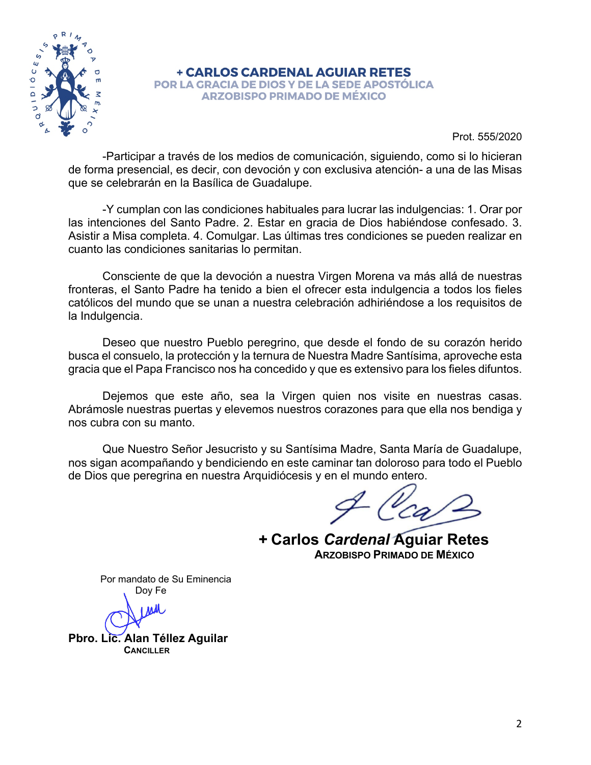**+ CARLOS CARDENAL AGUIAR RETES**
**POR LA GRACIA DE DIOS Y DE LA SEDE APOSTÓLICA**
**ARZOBISPO PRIMADO DE MÉXICO**

Prot. 555/2020

-Participar a través de los medios de comunicación, siguiendo, como si lo hicieran de forma presencial, es decir, con devoción y con exclusiva atención- a una de las Misas que se celebrarán en la Basílica de Guadalupe.

-Y cumplan con las condiciones habituales para lucrar las indulgencias: 1. Orar por las intenciones del Santo Padre. 2. Estar en gracia de Dios habiéndose confesado. 3. Asistir a Misa completa. 4. Comulgar. Las últimas tres condiciones se pueden realizar en cuanto las condiciones sanitarias lo permitan.

Consciente de que la devoción a nuestra Virgen Morena va más allá de nuestras fronteras, el Santo Padre ha tenido a bien el ofrecer esta indulgencia a todos los fieles católicos del mundo que se unan a nuestra celebración adhiriéndose a los requisitos de la Indulgencia.

Deseo que nuestro Pueblo peregrino, que desde el fondo de su corazón herido busca el consuelo, la protección y la ternura de Nuestra Madre Santísima, aproveche esta gracia que el Papa Francisco nos ha concedido y que es extensivo para los fieles difuntos.

Dejemos que este año, sea la Virgen quien nos visite en nuestras casas. Abrámosle nuestras puertas y elevemos nuestros corazones para que ella nos bendiga y nos cubra con su manto.

Que Nuestro Señor Jesucristo y su Santísima Madre, Santa María de Guadalupe, nos sigan acompañando y bendiciendo en este caminar tan doloroso para todo el Pueblo de Dios que peregrina en nuestra Arquidiócesis y en el mundo entero.

**+ Carlos *Cardenal* Aguiar Retes**
**ARZOBISPO PRIMADO DE MÉXICO**

Por mandato de Su Eminencia
Doy Fe

**Pbro. Lic. Alan Téllez Aguilar**
**CANCILLER**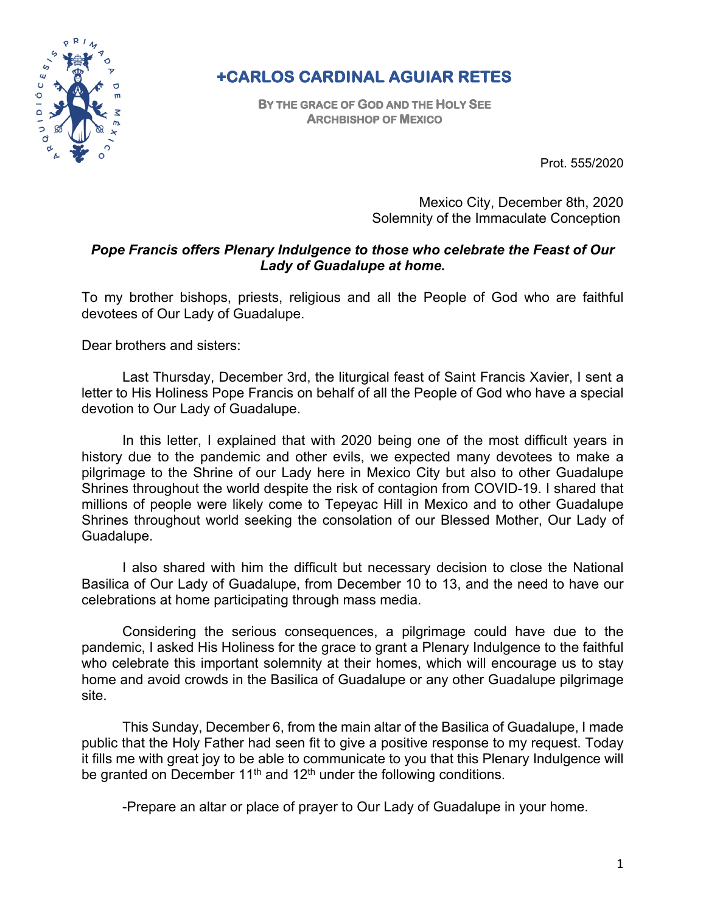# +CARLOS CARDINAL AGUIAR RETES

**BY THE GRACE OF GOD AND THE HOLY SEE**
**ARCHBISHOP OF MEXICO**

Prot. 555/2020

Mexico City, December 8th, 2020
Solemnity of the Immaculate Conception

***Pope Francis offers Plenary Indulgence to those who celebrate the Feast of Our Lady of Guadalupe at home.***

To my brother bishops, priests, religious and all the People of God who are faithful devotees of Our Lady of Guadalupe.

Dear brothers and sisters:

Last Thursday, December 3rd, the liturgical feast of Saint Francis Xavier, I sent a letter to His Holiness Pope Francis on behalf of all the People of God who have a special devotion to Our Lady of Guadalupe.

In this letter, I explained that with 2020 being one of the most difficult years in history due to the pandemic and other evils, we expected many devotees to make a pilgrimage to the Shrine of our Lady here in Mexico City but also to other Guadalupe Shrines throughout the world despite the risk of contagion from COVID-19. I shared that millions of people were likely come to Tepeyac Hill in Mexico and to other Guadalupe Shrines throughout world seeking the consolation of our Blessed Mother, Our Lady of Guadalupe.

I also shared with him the difficult but necessary decision to close the National Basilica of Our Lady of Guadalupe, from December 10 to 13, and the need to have our celebrations at home participating through mass media.

Considering the serious consequences, a pilgrimage could have due to the pandemic, I asked His Holiness for the grace to grant a Plenary Indulgence to the faithful who celebrate this important solemnity at their homes, which will encourage us to stay home and avoid crowds in the Basilica of Guadalupe or any other Guadalupe pilgrimage site.

This Sunday, December 6, from the main altar of the Basilica of Guadalupe, I made public that the Holy Father had seen fit to give a positive response to my request. Today it fills me with great joy to be able to communicate to you that this Plenary Indulgence will be granted on December 11th and 12th under the following conditions.

-Prepare an altar or place of prayer to Our Lady of Guadalupe in your home.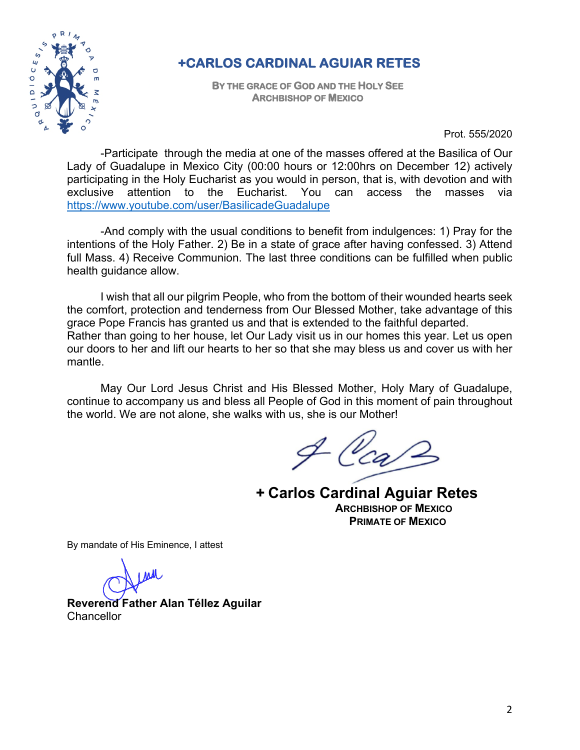# +CARLOS CARDINAL AGUIAR RETES

**BY THE GRACE OF GOD AND THE HOLY SEE**
**ARCHBISHOP OF MEXICO**

Prot. 555/2020

-Participate through the media at one of the masses offered at the Basilica of Our Lady of Guadalupe in Mexico City (00:00 hours or 12:00hrs on December 12) actively participating in the Holy Eucharist as you would in person, that is, with devotion and with exclusive attention to the Eucharist. You can access the masses via https://www.youtube.com/user/BasilicadeGuadalupe

-And comply with the usual conditions to benefit from indulgences: 1) Pray for the intentions of the Holy Father. 2) Be in a state of grace after having confessed. 3) Attend full Mass. 4) Receive Communion. The last three conditions can be fulfilled when public health guidance allow.

I wish that all our pilgrim People, who from the bottom of their wounded hearts seek the comfort, protection and tenderness from Our Blessed Mother, take advantage of this grace Pope Francis has granted us and that is extended to the faithful departed.
Rather than going to her house, let Our Lady visit us in our homes this year. Let us open our doors to her and lift our hearts to her so that she may bless us and cover us with her mantle.

May Our Lord Jesus Christ and His Blessed Mother, Holy Mary of Guadalupe, continue to accompany us and bless all People of God in this moment of pain throughout the world. We are not alone, she walks with us, she is our Mother!

**+ Carlos Cardinal Aguiar Retes**
**ARCHBISHOP OF MEXICO**
**PRIMATE OF MEXICO**

By mandate of His Eminence, I attest

**Reverend Father Alan Téllez Aguilar**
Chancellor